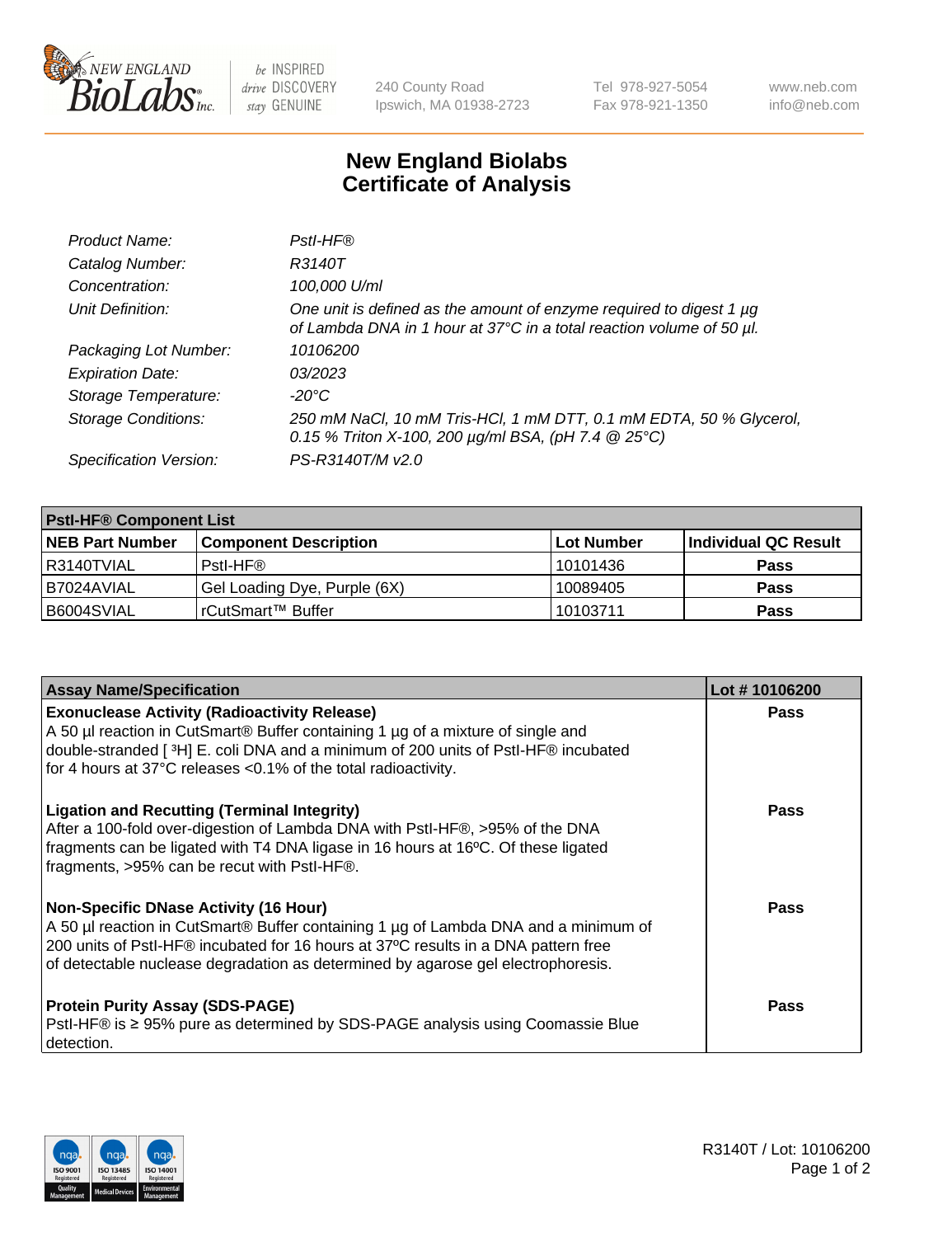# New England Biolabs Certificate of Analysis

| | |
|---|---|
| *Product Name:* | *PstI-HF®* |
| *Catalog Number:* | *R3140T* |
| *Concentration:* | *100,000 U/ml* |
| *Unit Definition:* | *One unit is defined as the amount of enzyme required to digest 1 µg of Lambda DNA in 1 hour at 37°C in a total reaction volume of 50 µl.* |
| *Packaging Lot Number:* | *10106200* |
| *Expiration Date:* | *03/2023* |
| *Storage Temperature:* | *-20°C* |
| *Storage Conditions:* | *250 mM NaCl, 10 mM Tris-HCl, 1 mM DTT, 0.1 mM EDTA, 50 % Glycerol, 0.15 % Triton X-100, 200 µg/ml BSA, (pH 7.4 @ 25°C)* |
| *Specification Version:* | *PS-R3140T/M v2.0* |

| **PstI-HF® Component List** | | | |
|---|---|---|---|
| **NEB Part Number** | **Component Description** | **Lot Number** | **Individual QC Result** |
| R3140TVIAL | PstI-HF® | 10101436 | **Pass** |
| B7024AVIAL | Gel Loading Dye, Purple (6X) | 10089405 | **Pass** |
| B6004SVIAL | rCutSmart™ Buffer | 10103711 | **Pass** |

| **Assay Name/Specification** | **Lot # 10106200** |
|---|---|
| **Exonuclease Activity (Radioactivity Release)**<br>A 50 µl reaction in CutSmart® Buffer containing 1 µg of a mixture of single and double-stranded [ $^3$H] E. coli DNA and a minimum of 200 units of PstI-HF® incubated for 4 hours at 37°C releases <0.1% of the total radioactivity. | **Pass** |
| **Ligation and Recutting (Terminal Integrity)**<br>After a 100-fold over-digestion of Lambda DNA with PstI-HF®, >95% of the DNA fragments can be ligated with T4 DNA ligase in 16 hours at 16ºC. Of these ligated fragments, >95% can be recut with PstI-HF®. | **Pass** |
| **Non-Specific DNase Activity (16 Hour)**<br>A 50 µl reaction in CutSmart® Buffer containing 1 µg of Lambda DNA and a minimum of 200 units of PstI-HF® incubated for 16 hours at 37ºC results in a DNA pattern free of detectable nuclease degradation as determined by agarose gel electrophoresis. | **Pass** |
| **Protein Purity Assay (SDS-PAGE)**<br>PstI-HF® is ≥ 95% pure as determined by SDS-PAGE analysis using Coomassie Blue detection. | **Pass** |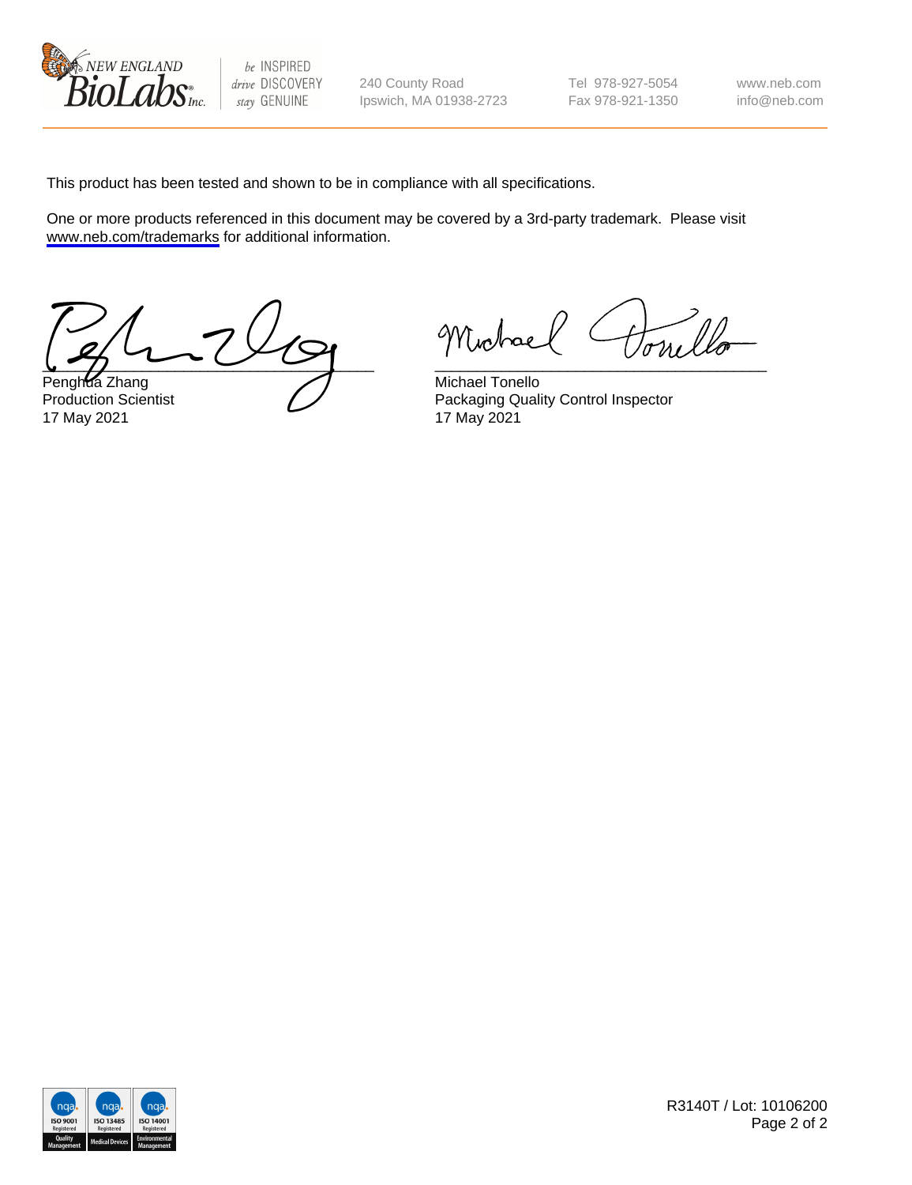This product has been tested and shown to be in compliance with all specifications.

One or more products referenced in this document may be covered by a 3rd-party trademark. Please visit www.neb.com/trademarks for additional information.

Penghua Zhang
Production Scientist
17 May 2021

Michael Tonello
Packaging Quality Control Inspector
17 May 2021

R3140T / Lot: 10106200